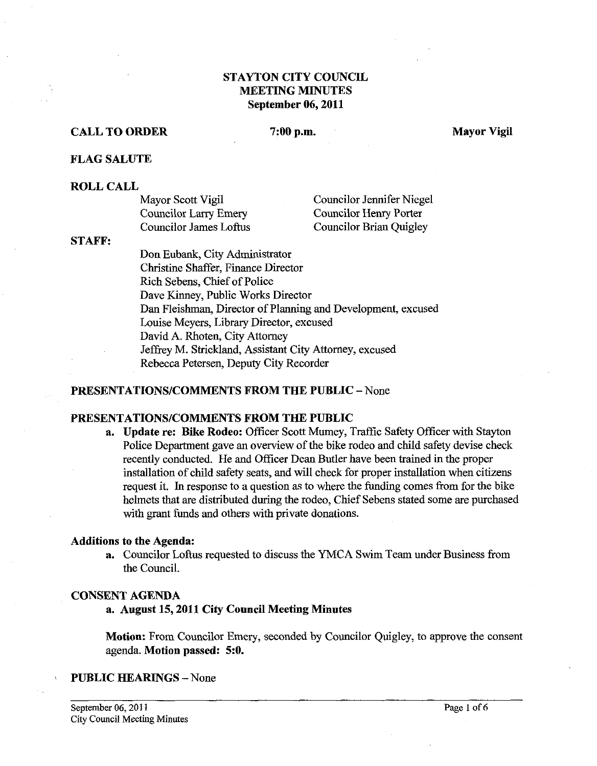# STAYTON CITY COUNCIL
# MEETING MINUTES
## September 06, 2011

**CALL TO ORDER** **7:00 p.m.** **Mayor Vigil**

**FLAG SALUTE**

**ROLL CALL**

Mayor Scott Vigil
Councilor Larry Emery
Councilor James Loftus
Councilor Jennifer Niegel
Councilor Henry Porter
Councilor Brian Quigley

**STAFF:**

Don Eubank, City Administrator
Christine Shaffer, Finance Director
Rich Sebens, Chief of Police
Dave Kinney, Public Works Director
Dan Fleishman, Director of Planning and Development, excused
Louise Meyers, Library Director, excused
David A. Rhoten, City Attorney
Jeffrey M. Strickland, Assistant City Attorney, excused
Rebecca Petersen, Deputy City Recorder

**PRESENTATIONS/COMMENTS FROM THE PUBLIC** – None

**PRESENTATIONS/COMMENTS FROM THE PUBLIC**

a. **Update re: Bike Rodeo:** Officer Scott Mumey, Traffic Safety Officer with Stayton Police Department gave an overview of the bike rodeo and child safety devise check recently conducted. He and Officer Dean Butler have been trained in the proper installation of child safety seats, and will check for proper installation when citizens request it. In response to a question as to where the funding comes from for the bike helmets that are distributed during the rodeo, Chief Sebens stated some are purchased with grant funds and others with private donations.

**Additions to the Agenda:**

a. Councilor Loftus requested to discuss the YMCA Swim Team under Business from the Council.

**CONSENT AGENDA**

a. **August 15, 2011 City Council Meeting Minutes**

**Motion:** From Councilor Emery, seconded by Councilor Quigley, to approve the consent agenda. **Motion passed: 5:0.**

**PUBLIC HEARINGS** – None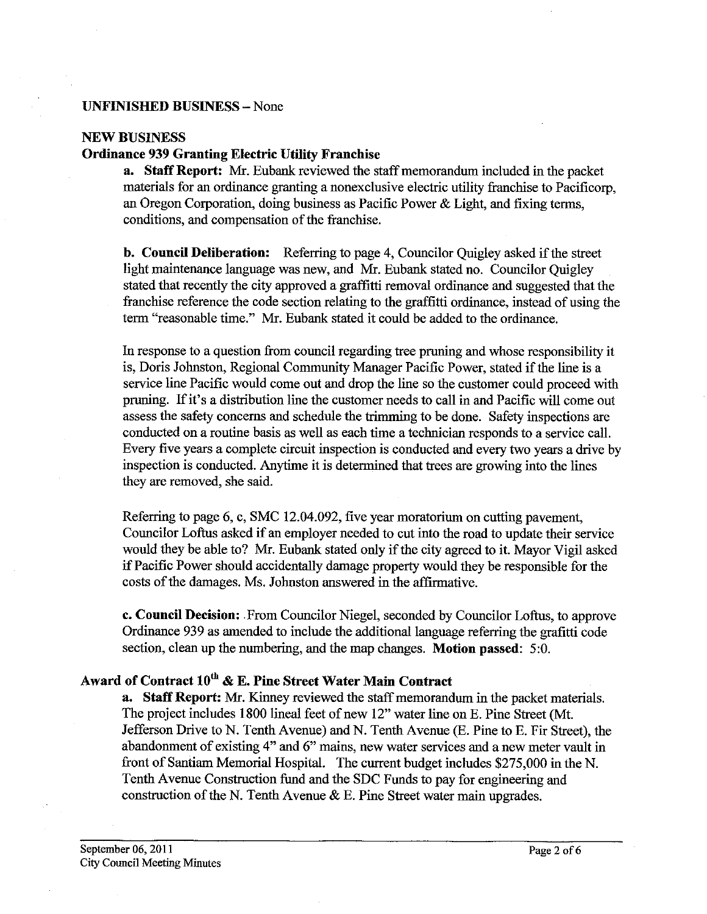**UNFINISHED BUSINESS** – None

## NEW BUSINESS

### Ordinance 939 Granting Electric Utility Franchise

**a. Staff Report:** Mr. Eubank reviewed the staff memorandum included in the packet materials for an ordinance granting a nonexclusive electric utility franchise to Pacificorp, an Oregon Corporation, doing business as Pacific Power & Light, and fixing terms, conditions, and compensation of the franchise.

**b. Council Deliberation:** Referring to page 4, Councilor Quigley asked if the street light maintenance language was new, and Mr. Eubank stated no. Councilor Quigley stated that recently the city approved a graffitti removal ordinance and suggested that the franchise reference the code section relating to the graffiti ordinance, instead of using the term "reasonable time." Mr. Eubank stated it could be added to the ordinance.

In response to a question from council regarding tree pruning and whose responsibility it is, Doris Johnston, Regional Community Manager Pacific Power, stated if the line is a service line Pacific would come out and drop the line so the customer could proceed with pruning. If it's a distribution line the customer needs to call in and Pacific will come out assess the safety concerns and schedule the trimming to be done. Safety inspections are conducted on a routine basis as well as each time a technician responds to a service call. Every five years a complete circuit inspection is conducted and every two years a drive by inspection is conducted. Anytime it is determined that trees are growing into the lines they are removed, she said.

Referring to page 6, c, SMC 12.04.092, five year moratorium on cutting pavement, Councilor Loftus asked if an employer needed to cut into the road to update their service would they be able to? Mr. Eubank stated only if the city agreed to it. Mayor Vigil asked if Pacific Power should accidentally damage property would they be responsible for the costs of the damages. Ms. Johnston answered in the affirmative.

**c. Council Decision:** From Councilor Niegel, seconded by Councilor Loftus, to approve Ordinance 939 as amended to include the additional language referring the grafitti code section, clean up the numbering, and the map changes. **Motion passed:** 5:0.

### Award of Contract 10th & E. Pine Street Water Main Contract

**a. Staff Report:** Mr. Kinney reviewed the staff memorandum in the packet materials. The project includes 1800 lineal feet of new 12" water line on E. Pine Street (Mt. Jefferson Drive to N. Tenth Avenue) and N. Tenth Avenue (E. Pine to E. Fir Street), the abandonment of existing 4" and 6" mains, new water services and a new meter vault in front of Santiam Memorial Hospital. The current budget includes $275,000 in the N. Tenth Avenue Construction fund and the SDC Funds to pay for engineering and construction of the N. Tenth Avenue & E. Pine Street water main upgrades.

September 06, 2011
City Council Meeting Minutes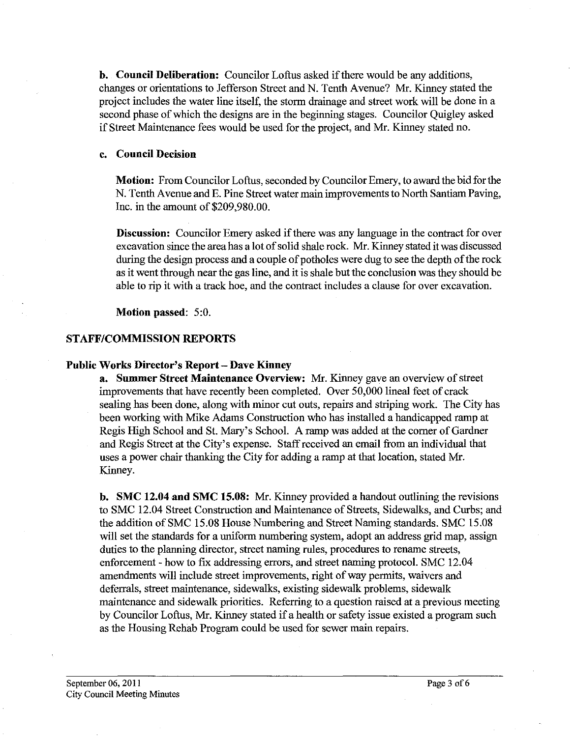**b. Council Deliberation:** Councilor Loftus asked if there would be any additions, changes or orientations to Jefferson Street and N. Tenth Avenue? Mr. Kinney stated the project includes the water line itself, the storm drainage and street work will be done in a second phase of which the designs are in the beginning stages. Councilor Quigley asked if Street Maintenance fees would be used for the project, and Mr. Kinney stated no.

**c. Council Decision**

**Motion:** From Councilor Loftus, seconded by Councilor Emery, to award the bid for the N. Tenth Avenue and E. Pine Street water main improvements to North Santiam Paving, Inc. in the amount of $209,980.00.

**Discussion:** Councilor Emery asked if there was any language in the contract for over excavation since the area has a lot of solid shale rock. Mr. Kinney stated it was discussed during the design process and a couple of potholes were dug to see the depth of the rock as it went through near the gas line, and it is shale but the conclusion was they should be able to rip it with a track hoe, and the contract includes a clause for over excavation.

**Motion passed**: 5:0.

## STAFF/COMMISSION REPORTS

### Public Works Director's Report – Dave Kinney

**a. Summer Street Maintenance Overview:** Mr. Kinney gave an overview of street improvements that have recently been completed. Over 50,000 lineal feet of crack sealing has been done, along with minor cut outs, repairs and striping work. The City has been working with Mike Adams Construction who has installed a handicapped ramp at Regis High School and St. Mary's School. A ramp was added at the corner of Gardner and Regis Street at the City's expense. Staff received an email from an individual that uses a power chair thanking the City for adding a ramp at that location, stated Mr. Kinney.

**b. SMC 12.04 and SMC 15.08:** Mr. Kinney provided a handout outlining the revisions to SMC 12.04 Street Construction and Maintenance of Streets, Sidewalks, and Curbs; and the addition of SMC 15.08 House Numbering and Street Naming standards. SMC 15.08 will set the standards for a uniform numbering system, adopt an address grid map, assign duties to the planning director, street naming rules, procedures to rename streets, enforcement - how to fix addressing errors, and street naming protocol. SMC 12.04 amendments will include street improvements, right of way permits, waivers and deferrals, street maintenance, sidewalks, existing sidewalk problems, sidewalk maintenance and sidewalk priorities. Referring to a question raised at a previous meeting by Councilor Loftus, Mr. Kinney stated if a health or safety issue existed a program such as the Housing Rehab Program could be used for sewer main repairs.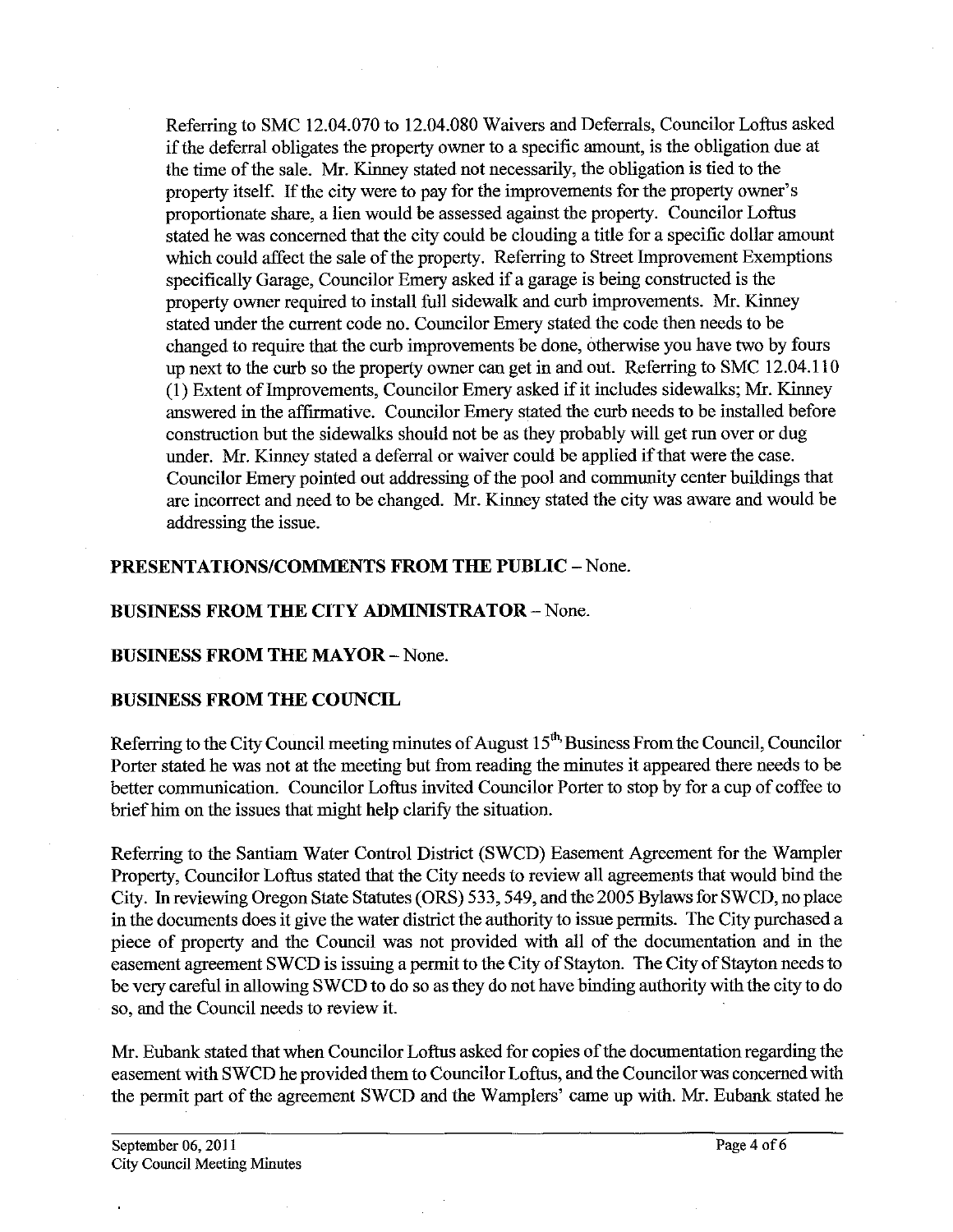Referring to SMC 12.04.070 to 12.04.080 Waivers and Deferrals, Councilor Loftus asked if the deferral obligates the property owner to a specific amount, is the obligation due at the time of the sale. Mr. Kinney stated not necessarily, the obligation is tied to the property itself. If the city were to pay for the improvements for the property owner's proportionate share, a lien would be assessed against the property. Councilor Loftus stated he was concerned that the city could be clouding a title for a specific dollar amount which could affect the sale of the property. Referring to Street Improvement Exemptions specifically Garage, Councilor Emery asked if a garage is being constructed is the property owner required to install full sidewalk and curb improvements. Mr. Kinney stated under the current code no. Councilor Emery stated the code then needs to be changed to require that the curb improvements be done, otherwise you have two by fours up next to the curb so the property owner can get in and out. Referring to SMC 12.04.110 (1) Extent of Improvements, Councilor Emery asked if it includes sidewalks; Mr. Kinney answered in the affirmative. Councilor Emery stated the curb needs to be installed before construction but the sidewalks should not be as they probably will get run over or dug under. Mr. Kinney stated a deferral or waiver could be applied if that were the case. Councilor Emery pointed out addressing of the pool and community center buildings that are incorrect and need to be changed. Mr. Kinney stated the city was aware and would be addressing the issue.

**PRESENTATIONS/COMMENTS FROM THE PUBLIC** – None.

**BUSINESS FROM THE CITY ADMINISTRATOR** – None.

**BUSINESS FROM THE MAYOR** – None.

**BUSINESS FROM THE COUNCIL**

Referring to the City Council meeting minutes of August 15th, Business From the Council, Councilor Porter stated he was not at the meeting but from reading the minutes it appeared there needs to be better communication. Councilor Loftus invited Councilor Porter to stop by for a cup of coffee to brief him on the issues that might help clarify the situation.

Referring to the Santiam Water Control District (SWCD) Easement Agreement for the Wampler Property, Councilor Loftus stated that the City needs to review all agreements that would bind the City. In reviewing Oregon State Statutes (ORS) 533, 549, and the 2005 Bylaws for SWCD, no place in the documents does it give the water district the authority to issue permits. The City purchased a piece of property and the Council was not provided with all of the documentation and in the easement agreement SWCD is issuing a permit to the City of Stayton. The City of Stayton needs to be very careful in allowing SWCD to do so as they do not have binding authority with the city to do so, and the Council needs to review it.

Mr. Eubank stated that when Councilor Loftus asked for copies of the documentation regarding the easement with SWCD he provided them to Councilor Loftus, and the Councilor was concerned with the permit part of the agreement SWCD and the Wamplers' came up with. Mr. Eubank stated he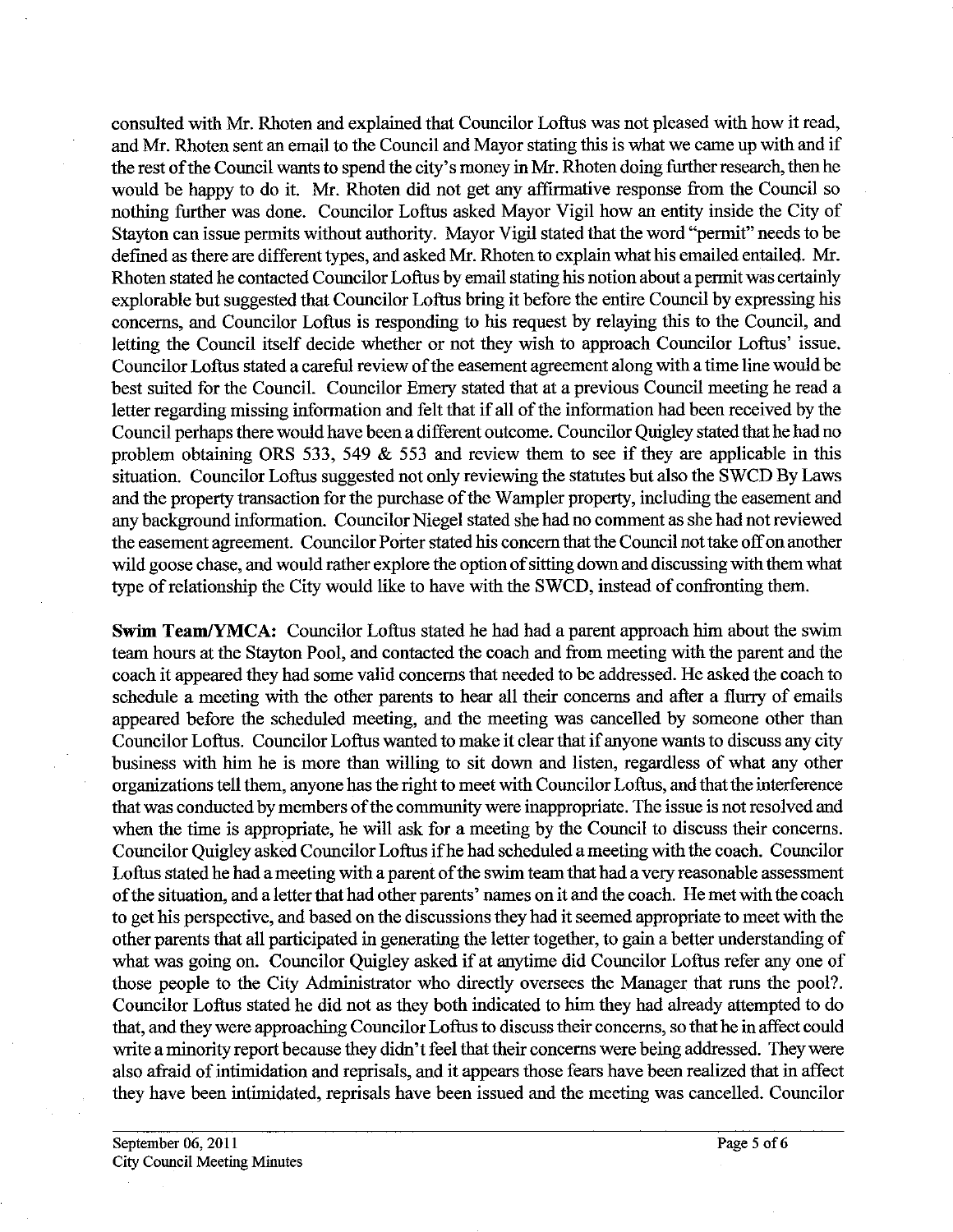consulted with Mr. Rhoten and explained that Councilor Loftus was not pleased with how it read, and Mr. Rhoten sent an email to the Council and Mayor stating this is what we came up with and if the rest of the Council wants to spend the city's money in Mr. Rhoten doing further research, then he would be happy to do it. Mr. Rhoten did not get any affirmative response from the Council so nothing further was done. Councilor Loftus asked Mayor Vigil how an entity inside the City of Stayton can issue permits without authority. Mayor Vigil stated that the word "permit" needs to be defined as there are different types, and asked Mr. Rhoten to explain what his emailed entailed. Mr. Rhoten stated he contacted Councilor Loftus by email stating his notion about a permit was certainly explorable but suggested that Councilor Loftus bring it before the entire Council by expressing his concerns, and Councilor Loftus is responding to his request by relaying this to the Council, and letting the Council itself decide whether or not they wish to approach Councilor Loftus' issue. Councilor Loftus stated a careful review of the easement agreement along with a time line would be best suited for the Council. Councilor Emery stated that at a previous Council meeting he read a letter regarding missing information and felt that if all of the information had been received by the Council perhaps there would have been a different outcome. Councilor Quigley stated that he had no problem obtaining ORS 533, 549 & 553 and review them to see if they are applicable in this situation. Councilor Loftus suggested not only reviewing the statutes but also the SWCD By Laws and the property transaction for the purchase of the Wampler property, including the easement and any background information. Councilor Niegel stated she had no comment as she had not reviewed the easement agreement. Councilor Porter stated his concern that the Council not take off on another wild goose chase, and would rather explore the option of sitting down and discussing with them what type of relationship the City would like to have with the SWCD, instead of confronting them.

**Swim Team/YMCA:** Councilor Loftus stated he had had a parent approach him about the swim team hours at the Stayton Pool, and contacted the coach and from meeting with the parent and the coach it appeared they had some valid concerns that needed to be addressed. He asked the coach to schedule a meeting with the other parents to hear all their concerns and after a flurry of emails appeared before the scheduled meeting, and the meeting was cancelled by someone other than Councilor Loftus. Councilor Loftus wanted to make it clear that if anyone wants to discuss any city business with him he is more than willing to sit down and listen, regardless of what any other organizations tell them, anyone has the right to meet with Councilor Loftus, and that the interference that was conducted by members of the community were inappropriate. The issue is not resolved and when the time is appropriate, he will ask for a meeting by the Council to discuss their concerns. Councilor Quigley asked Councilor Loftus if he had scheduled a meeting with the coach. Councilor Loftus stated he had a meeting with a parent of the swim team that had a very reasonable assessment of the situation, and a letter that had other parents' names on it and the coach. He met with the coach to get his perspective, and based on the discussions they had it seemed appropriate to meet with the other parents that all participated in generating the letter together, to gain a better understanding of what was going on. Councilor Quigley asked if at anytime did Councilor Loftus refer any one of those people to the City Administrator who directly oversees the Manager that runs the pool?. Councilor Loftus stated he did not as they both indicated to him they had already attempted to do that, and they were approaching Councilor Loftus to discuss their concerns, so that he in affect could write a minority report because they didn't feel that their concerns were being addressed. They were also afraid of intimidation and reprisals, and it appears those fears have been realized that in affect they have been intimidated, reprisals have been issued and the meeting was cancelled. Councilor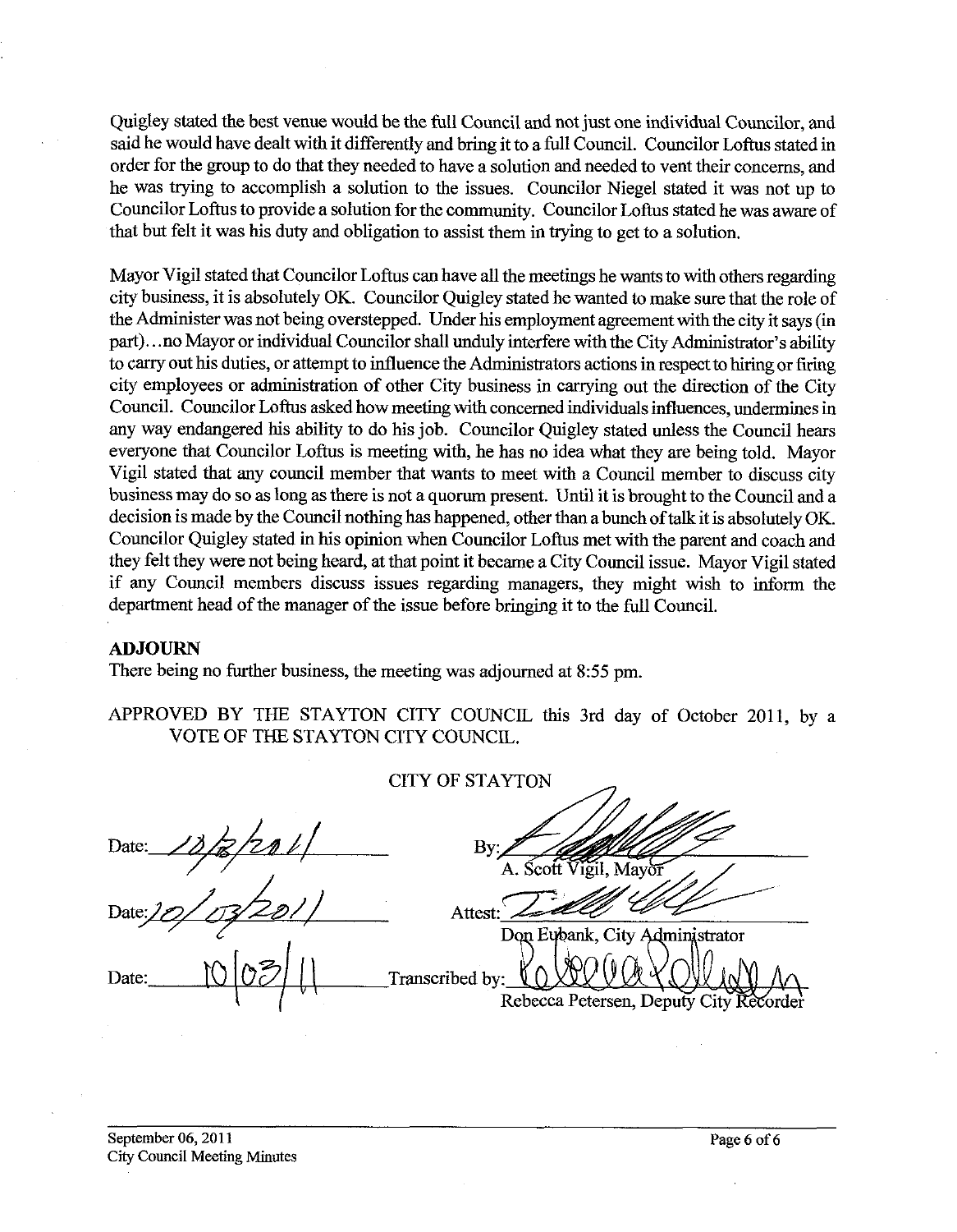Quigley stated the best venue would be the full Council and not just one individual Councilor, and said he would have dealt with it differently and bring it to a full Council. Councilor Loftus stated in order for the group to do that they needed to have a solution and needed to vent their concerns, and he was trying to accomplish a solution to the issues. Councilor Niegel stated it was not up to Councilor Loftus to provide a solution for the community. Councilor Loftus stated he was aware of that but felt it was his duty and obligation to assist them in trying to get to a solution.

Mayor Vigil stated that Councilor Loftus can have all the meetings he wants to with others regarding city business, it is absolutely OK. Councilor Quigley stated he wanted to make sure that the role of the Administer was not being overstepped. Under his employment agreement with the city it says (in part)…no Mayor or individual Councilor shall unduly interfere with the City Administrator's ability to carry out his duties, or attempt to influence the Administrators actions in respect to hiring or firing city employees or administration of other City business in carrying out the direction of the City Council. Councilor Loftus asked how meeting with concerned individuals influences, undermines in any way endangered his ability to do his job. Councilor Quigley stated unless the Council hears everyone that Councilor Loftus is meeting with, he has no idea what they are being told. Mayor Vigil stated that any council member that wants to meet with a Council member to discuss city business may do so as long as there is not a quorum present. Until it is brought to the Council and a decision is made by the Council nothing has happened, other than a bunch of talk it is absolutely OK. Councilor Quigley stated in his opinion when Councilor Loftus met with the parent and coach and they felt they were not being heard, at that point it became a City Council issue. Mayor Vigil stated if any Council members discuss issues regarding managers, they might wish to inform the department head of the manager of the issue before bringing it to the full Council.

**ADJOURN**

There being no further business, the meeting was adjourned at 8:55 pm.

APPROVED BY THE STAYTON CITY COUNCIL this 3rd day of October 2011, by a VOTE OF THE STAYTON CITY COUNCIL.

CITY OF STAYTON

Date: 10/3/2011 By: ____________________
A. Scott Vigil, Mayor

Date: 10/03/2011 Attest: ____________________
Don Eubank, City Administrator

Date: 10/03/11 Transcribed by: ____________________
Rebecca Petersen, Deputy City Recorder